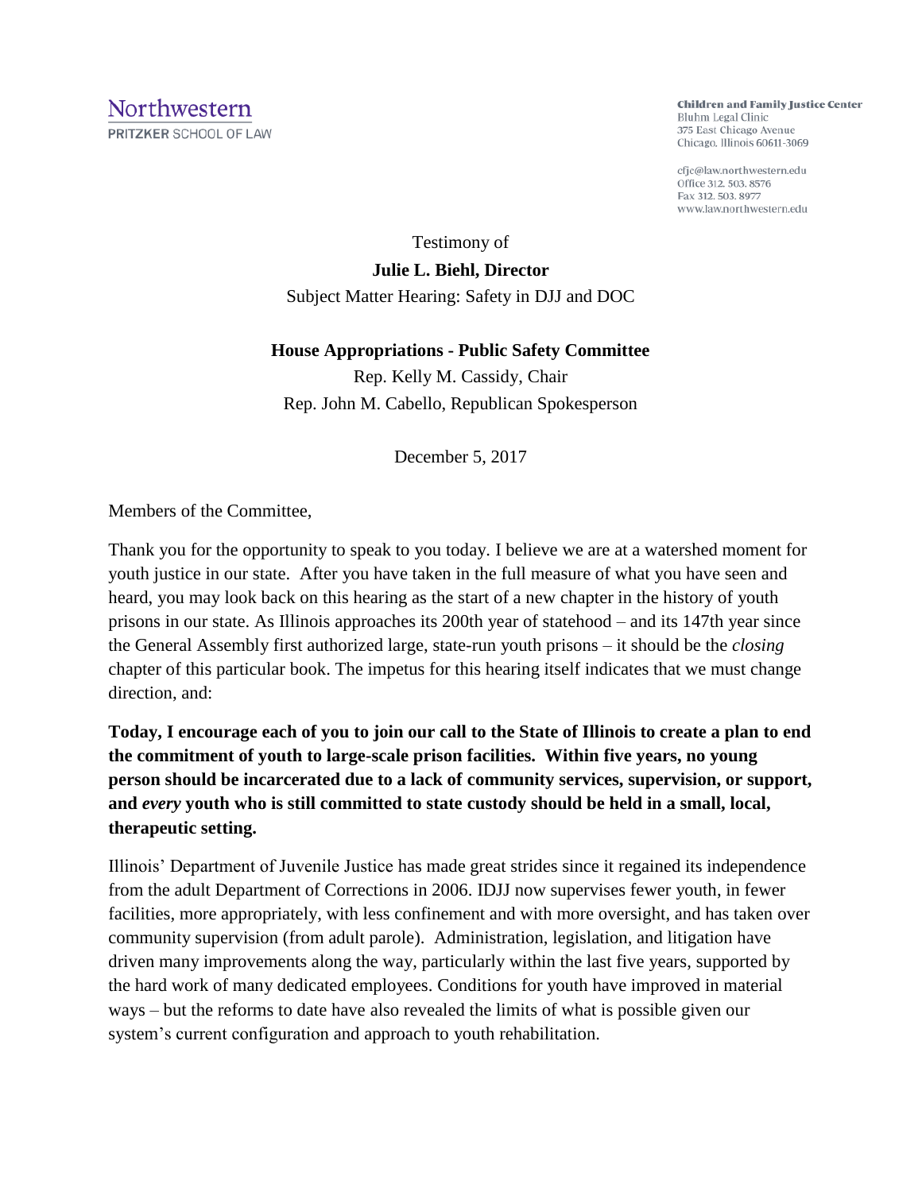Northwestern
PRITZKER SCHOOL OF LAW

**Children and Family Justice Center**
Bluhm Legal Clinic
375 East Chicago Avenue
Chicago, Illinois 60611-3069

cfjc@law.northwestern.edu
Office 312. 503. 8576
Fax 312. 503. 8977
www.law.northwestern.edu

Testimony of

**Julie L. Biehl, Director**

Subject Matter Hearing: Safety in DJJ and DOC

**House Appropriations - Public Safety Committee**

Rep. Kelly M. Cassidy, Chair
Rep. John M. Cabello, Republican Spokesperson

December 5, 2017

Members of the Committee,

Thank you for the opportunity to speak to you today. I believe we are at a watershed moment for youth justice in our state. After you have taken in the full measure of what you have seen and heard, you may look back on this hearing as the start of a new chapter in the history of youth prisons in our state. As Illinois approaches its 200th year of statehood – and its 147th year since the General Assembly first authorized large, state-run youth prisons – it should be the *closing* chapter of this particular book. The impetus for this hearing itself indicates that we must change direction, and:

**Today, I encourage each of you to join our call to the State of Illinois to create a plan to end the commitment of youth to large-scale prison facilities. Within five years, no young person should be incarcerated due to a lack of community services, supervision, or support, and *every* youth who is still committed to state custody should be held in a small, local, therapeutic setting.**

Illinois' Department of Juvenile Justice has made great strides since it regained its independence from the adult Department of Corrections in 2006. IDJJ now supervises fewer youth, in fewer facilities, more appropriately, with less confinement and with more oversight, and has taken over community supervision (from adult parole). Administration, legislation, and litigation have driven many improvements along the way, particularly within the last five years, supported by the hard work of many dedicated employees. Conditions for youth have improved in material ways – but the reforms to date have also revealed the limits of what is possible given our system's current configuration and approach to youth rehabilitation.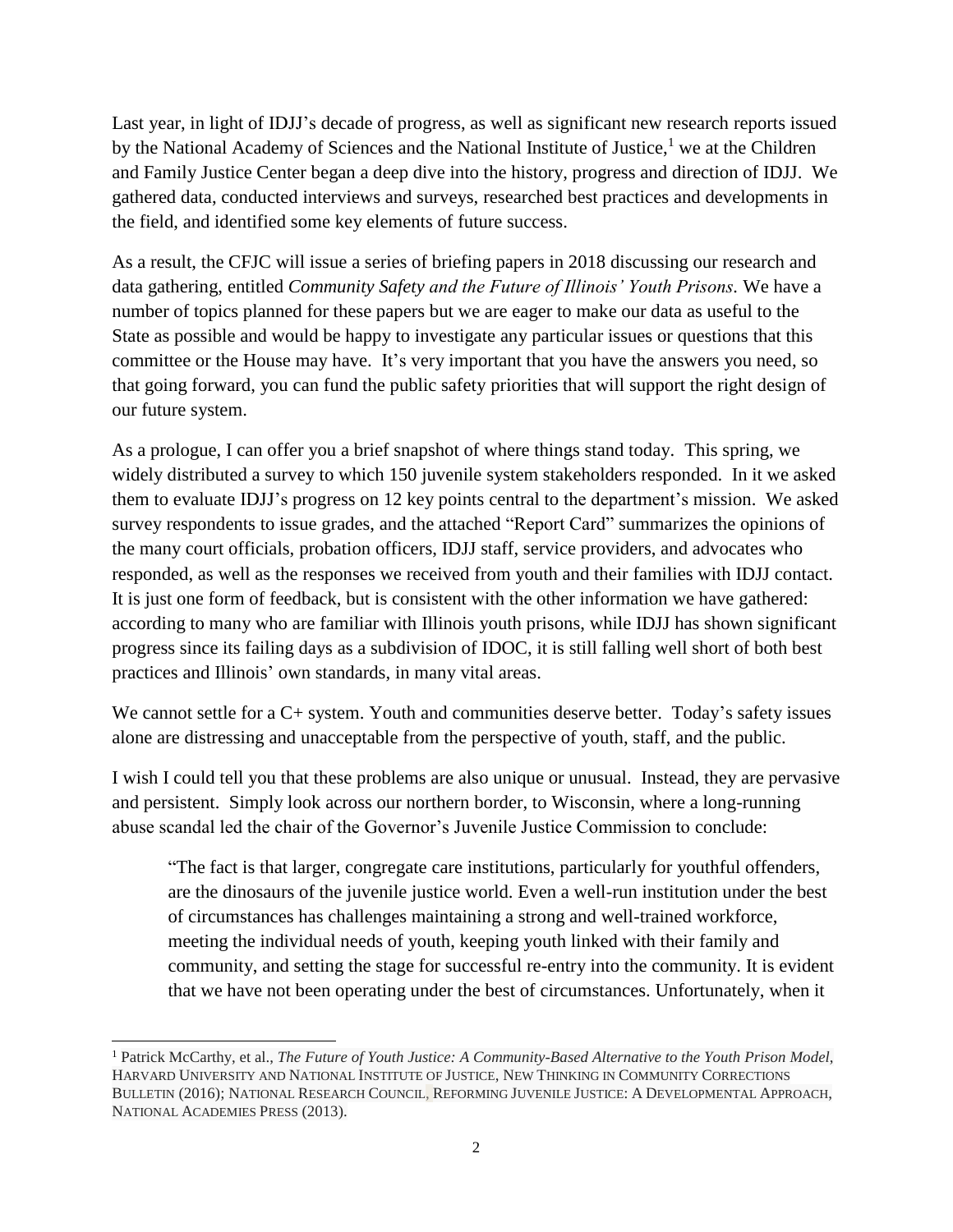Last year, in light of IDJJ's decade of progress, as well as significant new research reports issued by the National Academy of Sciences and the National Institute of Justice,[1] we at the Children and Family Justice Center began a deep dive into the history, progress and direction of IDJJ. We gathered data, conducted interviews and surveys, researched best practices and developments in the field, and identified some key elements of future success.

As a result, the CFJC will issue a series of briefing papers in 2018 discussing our research and data gathering, entitled *Community Safety and the Future of Illinois' Youth Prisons*. We have a number of topics planned for these papers but we are eager to make our data as useful to the State as possible and would be happy to investigate any particular issues or questions that this committee or the House may have. It's very important that you have the answers you need, so that going forward, you can fund the public safety priorities that will support the right design of our future system.

As a prologue, I can offer you a brief snapshot of where things stand today. This spring, we widely distributed a survey to which 150 juvenile system stakeholders responded. In it we asked them to evaluate IDJJ's progress on 12 key points central to the department's mission. We asked survey respondents to issue grades, and the attached "Report Card" summarizes the opinions of the many court officials, probation officers, IDJJ staff, service providers, and advocates who responded, as well as the responses we received from youth and their families with IDJJ contact. It is just one form of feedback, but is consistent with the other information we have gathered: according to many who are familiar with Illinois youth prisons, while IDJJ has shown significant progress since its failing days as a subdivision of IDOC, it is still falling well short of both best practices and Illinois' own standards, in many vital areas.

We cannot settle for a C+ system. Youth and communities deserve better. Today's safety issues alone are distressing and unacceptable from the perspective of youth, staff, and the public.

I wish I could tell you that these problems are also unique or unusual. Instead, they are pervasive and persistent. Simply look across our northern border, to Wisconsin, where a long-running abuse scandal led the chair of the Governor's Juvenile Justice Commission to conclude:

> "The fact is that larger, congregate care institutions, particularly for youthful offenders, are the dinosaurs of the juvenile justice world. Even a well-run institution under the best of circumstances has challenges maintaining a strong and well-trained workforce, meeting the individual needs of youth, keeping youth linked with their family and community, and setting the stage for successful re-entry into the community. It is evident that we have not been operating under the best of circumstances. Unfortunately, when it

---

[1] Patrick McCarthy, et al., *The Future of Youth Justice: A Community-Based Alternative to the Youth Prison Model*, HARVARD UNIVERSITY AND NATIONAL INSTITUTE OF JUSTICE, NEW THINKING IN COMMUNITY CORRECTIONS BULLETIN (2016); NATIONAL RESEARCH COUNCIL, REFORMING JUVENILE JUSTICE: A DEVELOPMENTAL APPROACH, NATIONAL ACADEMIES PRESS (2013).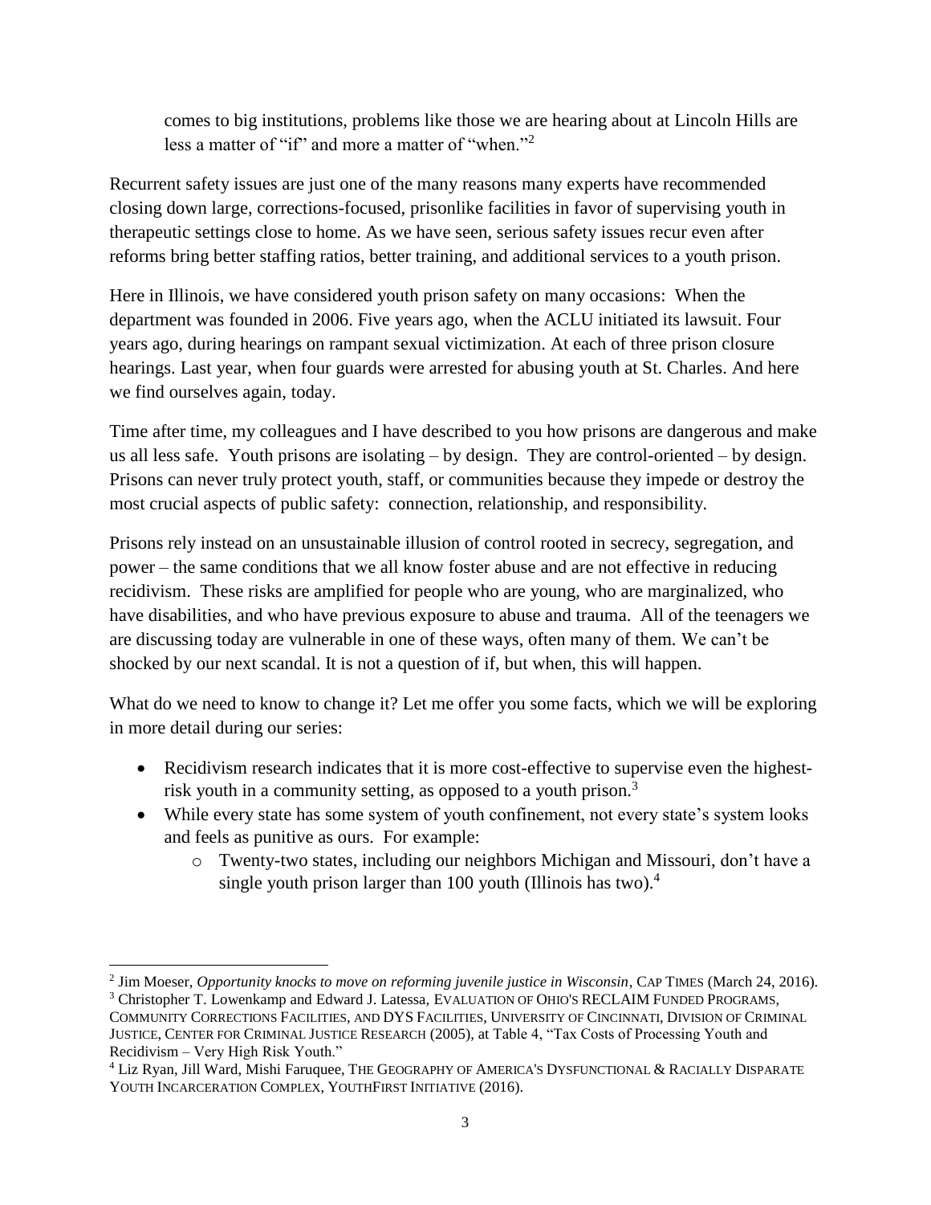> comes to big institutions, problems like those we are hearing about at Lincoln Hills are less a matter of "if" and more a matter of "when."[2]

Recurrent safety issues are just one of the many reasons many experts have recommended closing down large, corrections-focused, prisonlike facilities in favor of supervising youth in therapeutic settings close to home. As we have seen, serious safety issues recur even after reforms bring better staffing ratios, better training, and additional services to a youth prison.

Here in Illinois, we have considered youth prison safety on many occasions: When the department was founded in 2006. Five years ago, when the ACLU initiated its lawsuit. Four years ago, during hearings on rampant sexual victimization. At each of three prison closure hearings. Last year, when four guards were arrested for abusing youth at St. Charles. And here we find ourselves again, today.

Time after time, my colleagues and I have described to you how prisons are dangerous and make us all less safe. Youth prisons are isolating – by design. They are control-oriented – by design. Prisons can never truly protect youth, staff, or communities because they impede or destroy the most crucial aspects of public safety: connection, relationship, and responsibility.

Prisons rely instead on an unsustainable illusion of control rooted in secrecy, segregation, and power – the same conditions that we all know foster abuse and are not effective in reducing recidivism. These risks are amplified for people who are young, who are marginalized, who have disabilities, and who have previous exposure to abuse and trauma. All of the teenagers we are discussing today are vulnerable in one of these ways, often many of them. We can't be shocked by our next scandal. It is not a question of if, but when, this will happen.

What do we need to know to change it? Let me offer you some facts, which we will be exploring in more detail during our series:

- Recidivism research indicates that it is more cost-effective to supervise even the highest-risk youth in a community setting, as opposed to a youth prison.[3]
- While every state has some system of youth confinement, not every state's system looks and feels as punitive as ours. For example:
  - Twenty-two states, including our neighbors Michigan and Missouri, don't have a single youth prison larger than 100 youth (Illinois has two).[4]

---

[2] Jim Moeser, *Opportunity knocks to move on reforming juvenile justice in Wisconsin*, CAP TIMES (March 24, 2016).

[3] Christopher T. Lowenkamp and Edward J. Latessa, EVALUATION OF OHIO'S RECLAIM FUNDED PROGRAMS, COMMUNITY CORRECTIONS FACILITIES, AND DYS FACILITIES, UNIVERSITY OF CINCINNATI, DIVISION OF CRIMINAL JUSTICE, CENTER FOR CRIMINAL JUSTICE RESEARCH (2005), at Table 4, "Tax Costs of Processing Youth and Recidivism – Very High Risk Youth."

[4] Liz Ryan, Jill Ward, Mishi Faruquee, THE GEOGRAPHY OF AMERICA'S DYSFUNCTIONAL & RACIALLY DISPARATE YOUTH INCARCERATION COMPLEX, YOUTHFIRST INITIATIVE (2016).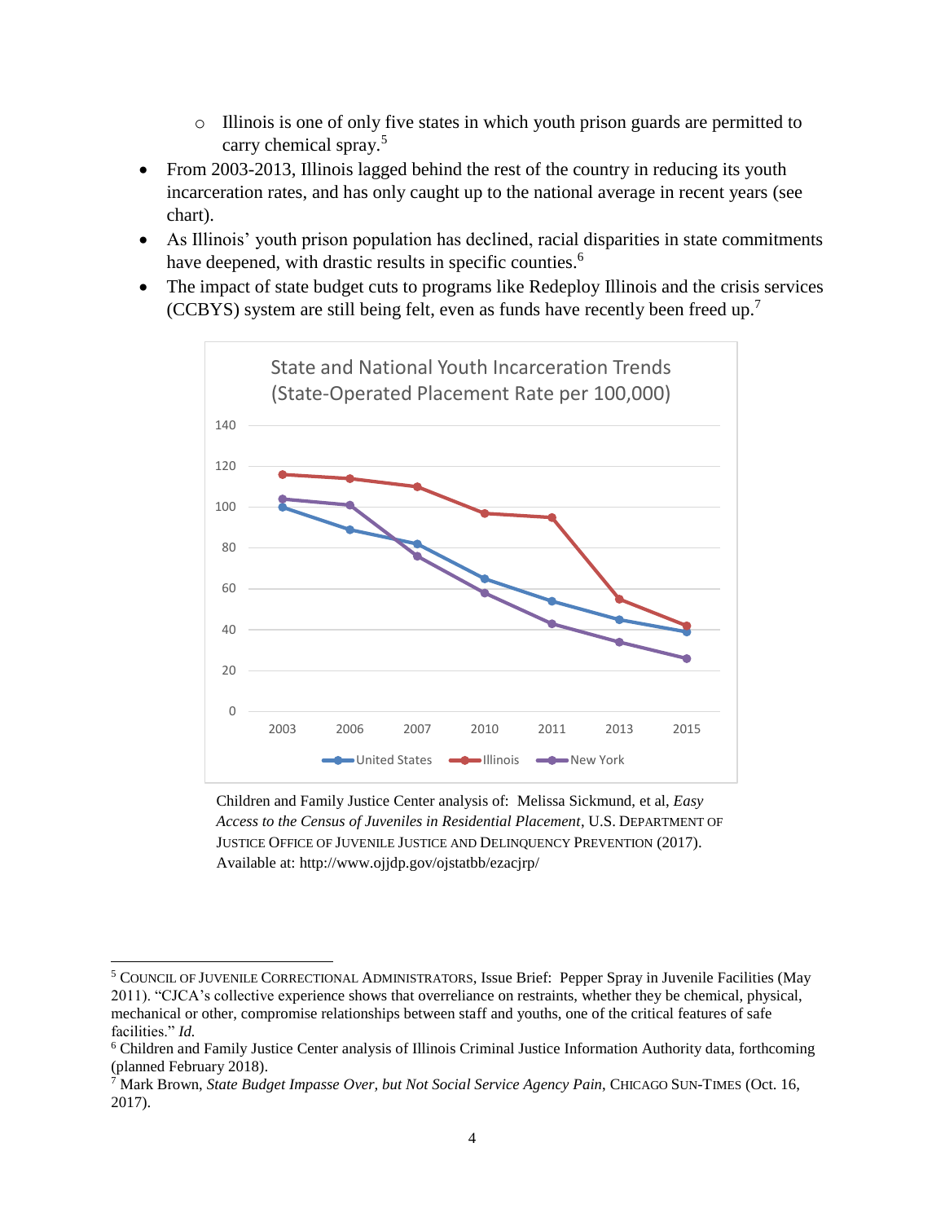- Illinois is one of only five states in which youth prison guards are permitted to carry chemical spray.[5]
- From 2003-2013, Illinois lagged behind the rest of the country in reducing its youth incarceration rates, and has only caught up to the national average in recent years (see chart).
- As Illinois' youth prison population has declined, racial disparities in state commitments have deepened, with drastic results in specific counties.[6]
- The impact of state budget cuts to programs like Redeploy Illinois and the crisis services (CCBYS) system are still being felt, even as funds have recently been freed up.[7]

State and National Youth Incarceration Trends (State-Operated Placement Rate per 100,000)

Children and Family Justice Center analysis of: Melissa Sickmund, et al, *Easy Access to the Census of Juveniles in Residential Placement*, U.S. DEPARTMENT OF JUSTICE OFFICE OF JUVENILE JUSTICE AND DELINQUENCY PREVENTION (2017). Available at: http://www.ojjdp.gov/ojstatbb/ezacjrp/

---

[5] COUNCIL OF JUVENILE CORRECTIONAL ADMINISTRATORS, Issue Brief: Pepper Spray in Juvenile Facilities (May 2011). "CJCA's collective experience shows that overreliance on restraints, whether they be chemical, physical, mechanical or other, compromise relationships between staff and youths, one of the critical features of safe facilities." *Id.*

[6] Children and Family Justice Center analysis of Illinois Criminal Justice Information Authority data, forthcoming (planned February 2018).

[7] Mark Brown, *State Budget Impasse Over, but Not Social Service Agency Pain*, CHICAGO SUN-TIMES (Oct. 16, 2017).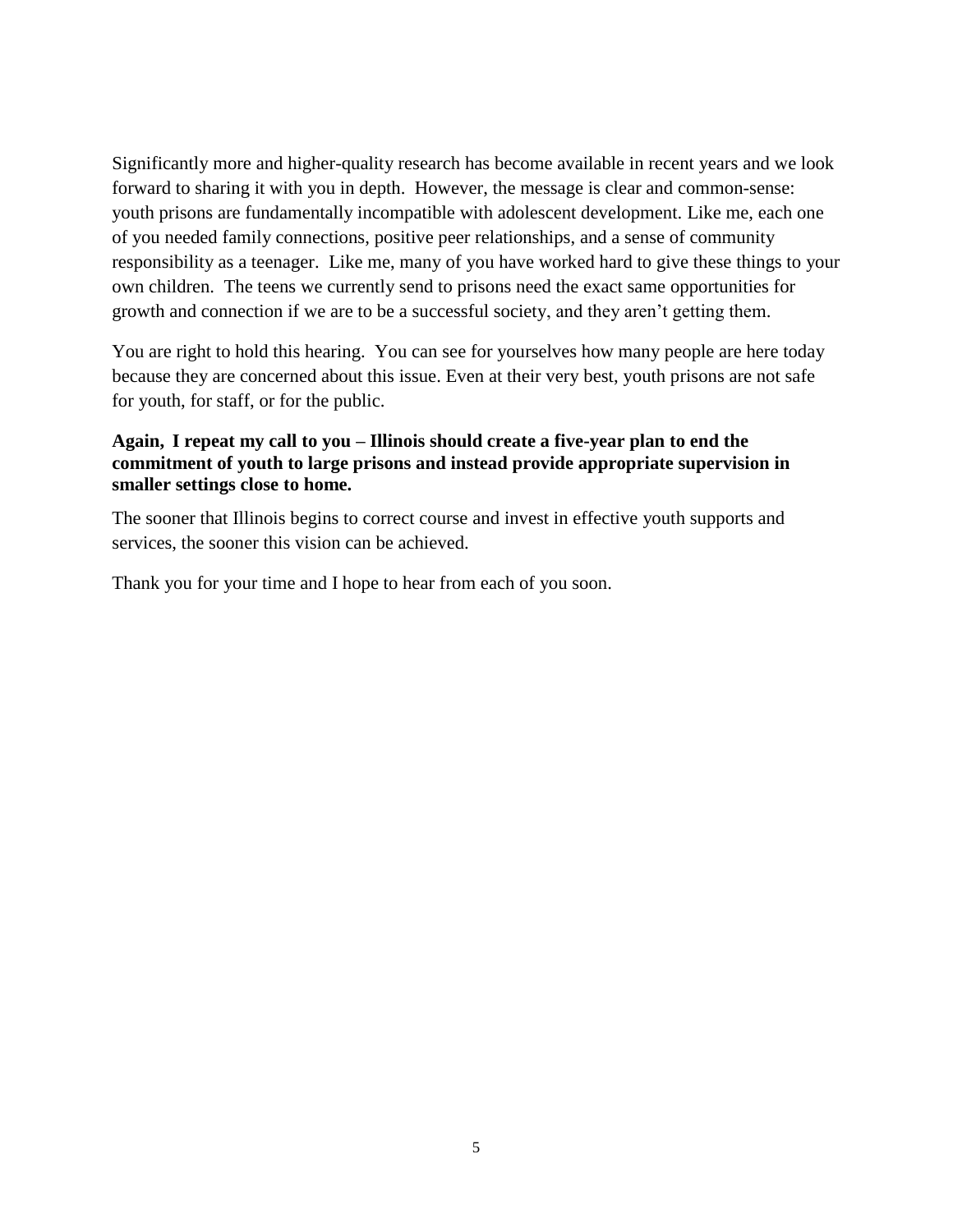Significantly more and higher-quality research has become available in recent years and we look forward to sharing it with you in depth. However, the message is clear and common-sense: youth prisons are fundamentally incompatible with adolescent development. Like me, each one of you needed family connections, positive peer relationships, and a sense of community responsibility as a teenager. Like me, many of you have worked hard to give these things to your own children. The teens we currently send to prisons need the exact same opportunities for growth and connection if we are to be a successful society, and they aren't getting them.

You are right to hold this hearing. You can see for yourselves how many people are here today because they are concerned about this issue. Even at their very best, youth prisons are not safe for youth, for staff, or for the public.

**Again, I repeat my call to you – Illinois should create a five-year plan to end the commitment of youth to large prisons and instead provide appropriate supervision in smaller settings close to home.**

The sooner that Illinois begins to correct course and invest in effective youth supports and services, the sooner this vision can be achieved.

Thank you for your time and I hope to hear from each of you soon.